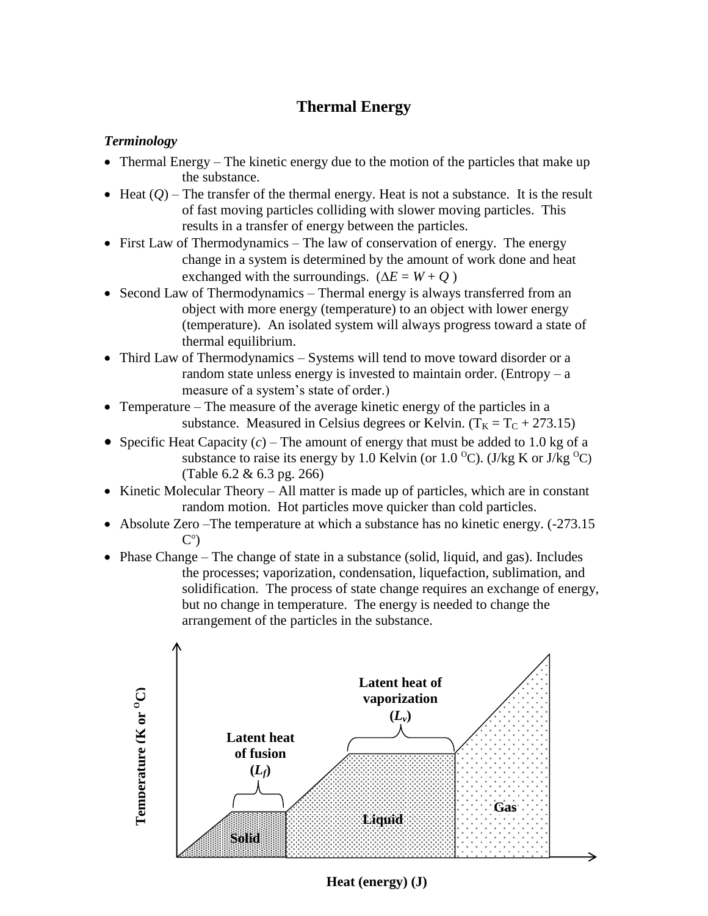# Thermal Energy

***Terminology***

- Thermal Energy – The kinetic energy due to the motion of the particles that make up the substance.
- Heat ($Q$) – The transfer of the thermal energy. Heat is not a substance. It is the result of fast moving particles colliding with slower moving particles. This results in a transfer of energy between the particles.
- First Law of Thermodynamics – The law of conservation of energy. The energy change in a system is determined by the amount of work done and heat exchanged with the surroundings. ($\Delta E = W + Q$)
- Second Law of Thermodynamics – Thermal energy is always transferred from an object with more energy (temperature) to an object with lower energy (temperature). An isolated system will always progress toward a state of thermal equilibrium.
- Third Law of Thermodynamics – Systems will tend to move toward disorder or a random state unless energy is invested to maintain order. (Entropy – a measure of a system's state of order.)
- Temperature – The measure of the average kinetic energy of the particles in a substance. Measured in Celsius degrees or Kelvin. ($T_K = T_C + 273.15$)
- Specific Heat Capacity ($c$) – The amount of energy that must be added to 1.0 kg of a substance to raise its energy by 1.0 Kelvin (or 1.0 $^{O}$C). (J/kg K or J/kg $^{O}$C) (Table 6.2 & 6.3 pg. 266)
- Kinetic Molecular Theory – All matter is made up of particles, which are in constant random motion. Hot particles move quicker than cold particles.
- Absolute Zero –The temperature at which a substance has no kinetic energy. (-273.15 C$^{o}$)
- Phase Change – The change of state in a substance (solid, liquid, and gas). Includes the processes; vaporization, condensation, liquefaction, sublimation, and solidification. The process of state change requires an exchange of energy, but no change in temperature. The energy is needed to change the arrangement of the particles in the substance.

Temperature (K or $^{O}$C)

Latent heat of fusion ($L_f$)

Latent heat of vaporization ($L_v$)

Solid

Liquid

Gas

Heat (energy) (J)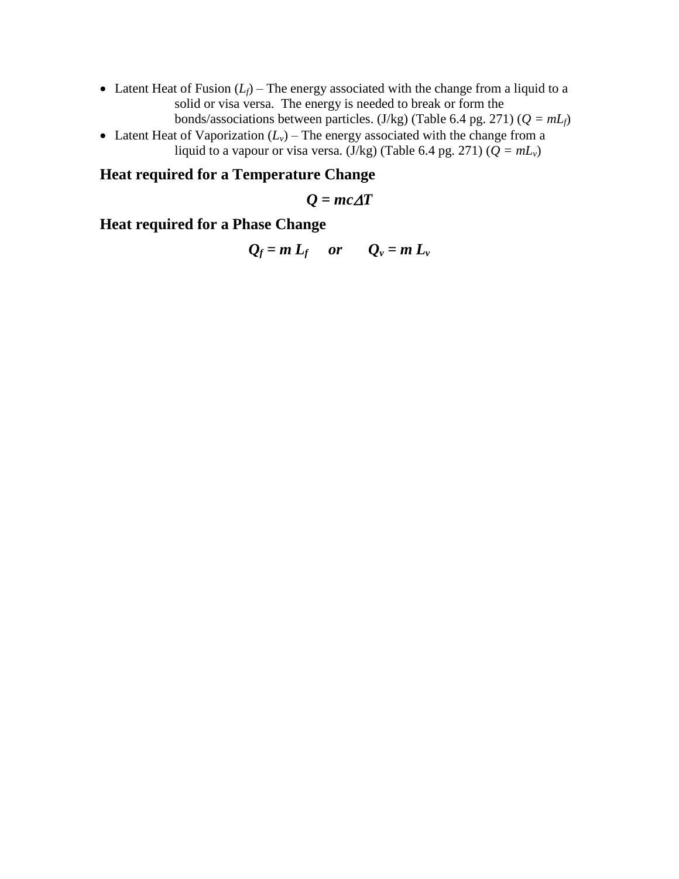- Latent Heat of Fusion ($L_f$) – The energy associated with the change from a liquid to a solid or visa versa. The energy is needed to break or form the bonds/associations between particles. (J/kg) (Table 6.4 pg. 271) ($Q = mL_f$)
- Latent Heat of Vaporization ($L_v$) – The energy associated with the change from a liquid to a vapour or visa versa. (J/kg) (Table 6.4 pg. 271) ($Q = mL_v$)

## Heat required for a Temperature Change

$$Q = mc\Delta T$$

## Heat required for a Phase Change

$$Q_f = m\,L_f \quad \text{or} \quad Q_v = m\,L_v$$